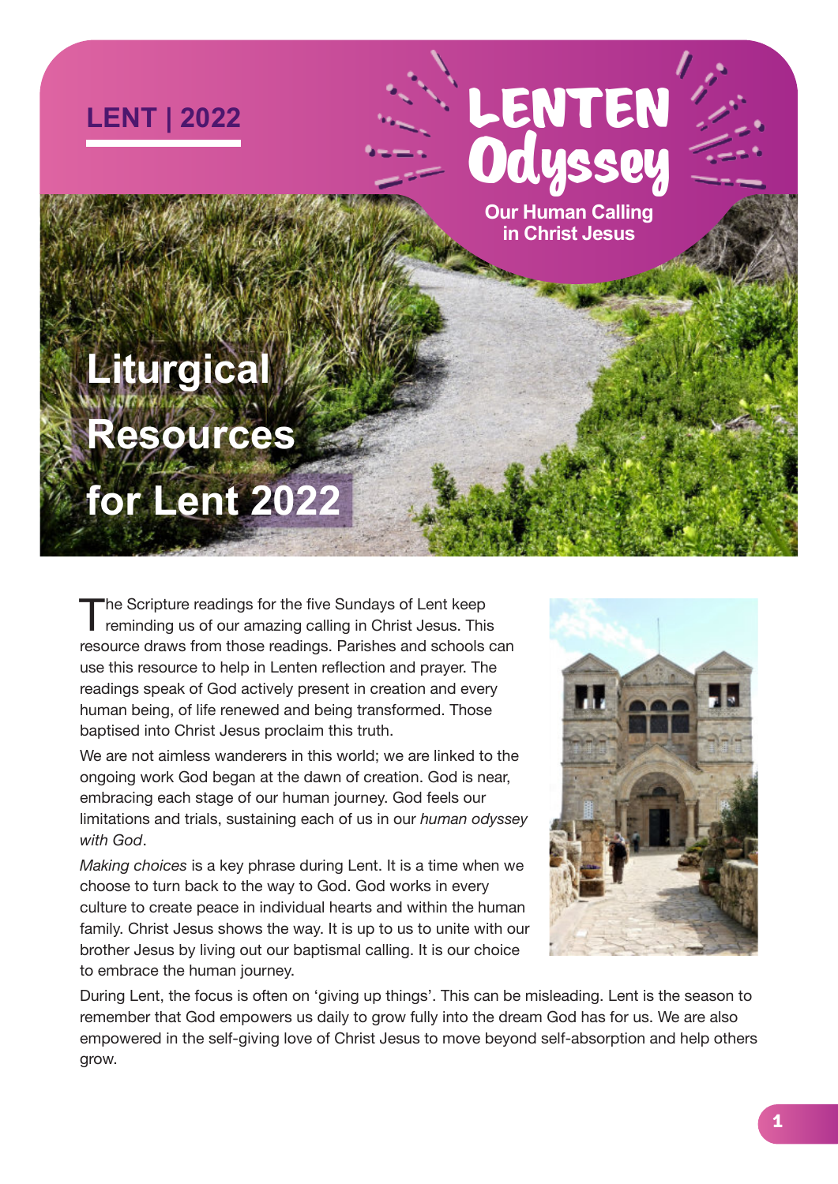LENT | 2022

# LENTEN Odyssey

**Our Human Calling in Christ Jesus**

# Liturgical Resources for Lent 2022

The Scripture readings for the five Sundays of Lent keep reminding us of our amazing calling in Christ Jesus. This resource draws from those readings. Parishes and schools can use this resource to help in Lenten reflection and prayer. The readings speak of God actively present in creation and every human being, of life renewed and being transformed. Those baptised into Christ Jesus proclaim this truth.

We are not aimless wanderers in this world; we are linked to the ongoing work God began at the dawn of creation. God is near, embracing each stage of our human journey. God feels our limitations and trials, sustaining each of us in our *human odyssey with God*.

*Making choices* is a key phrase during Lent. It is a time when we choose to turn back to the way to God. God works in every culture to create peace in individual hearts and within the human family. Christ Jesus shows the way. It is up to us to unite with our brother Jesus by living out our baptismal calling. It is our choice to embrace the human journey.

During Lent, the focus is often on 'giving up things'. This can be misleading. Lent is the season to remember that God empowers us daily to grow fully into the dream God has for us. We are also empowered in the self-giving love of Christ Jesus to move beyond self-absorption and help others grow.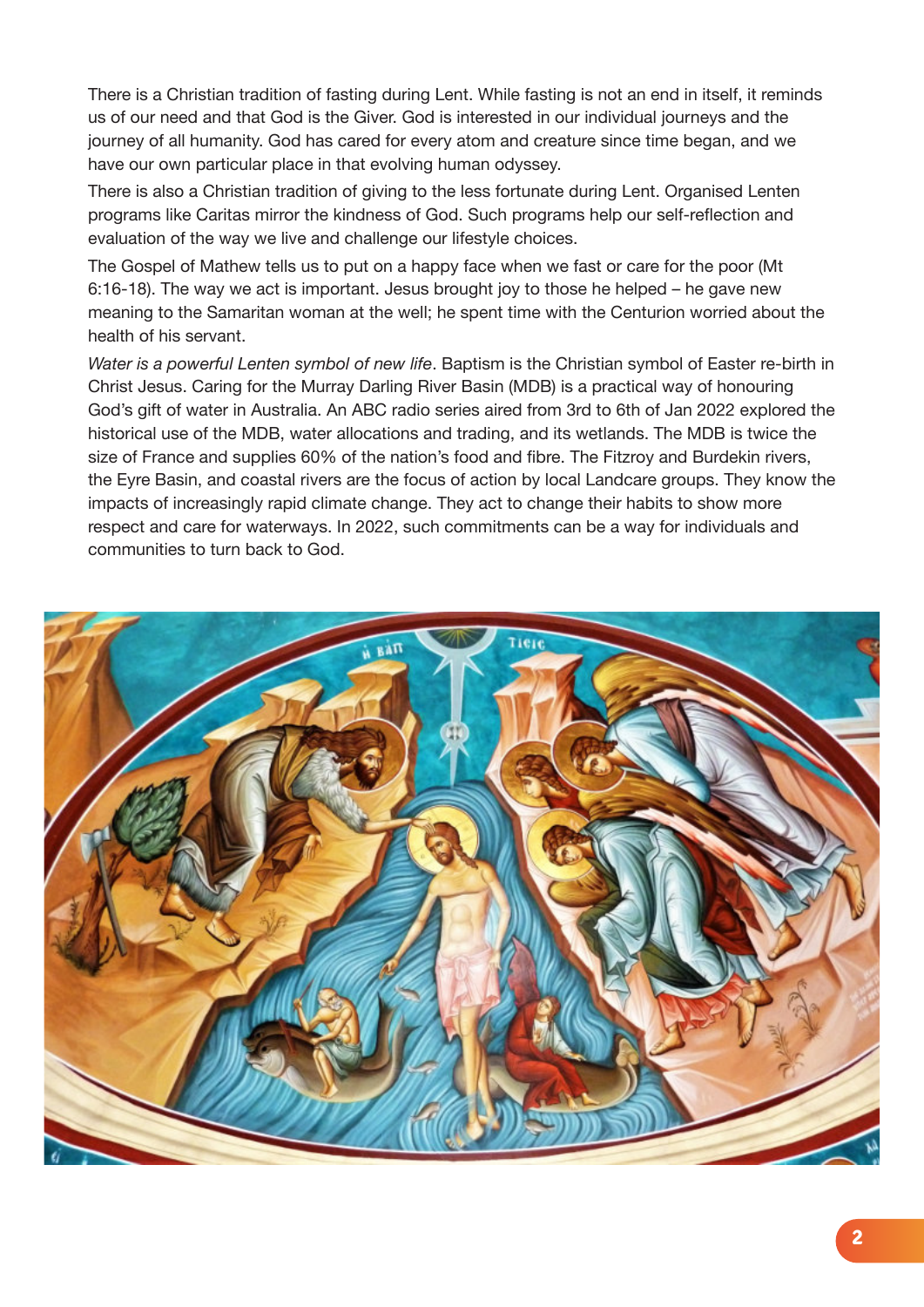There is a Christian tradition of fasting during Lent. While fasting is not an end in itself, it reminds us of our need and that God is the Giver. God is interested in our individual journeys and the journey of all humanity. God has cared for every atom and creature since time began, and we have our own particular place in that evolving human odyssey.

There is also a Christian tradition of giving to the less fortunate during Lent. Organised Lenten programs like Caritas mirror the kindness of God. Such programs help our self-reflection and evaluation of the way we live and challenge our lifestyle choices.

The Gospel of Mathew tells us to put on a happy face when we fast or care for the poor (Mt 6:16-18). The way we act is important. Jesus brought joy to those he helped – he gave new meaning to the Samaritan woman at the well; he spent time with the Centurion worried about the health of his servant.

*Water is a powerful Lenten symbol of new life*. Baptism is the Christian symbol of Easter re-birth in Christ Jesus. Caring for the Murray Darling River Basin (MDB) is a practical way of honouring God's gift of water in Australia. An ABC radio series aired from 3rd to 6th of Jan 2022 explored the historical use of the MDB, water allocations and trading, and its wetlands. The MDB is twice the size of France and supplies 60% of the nation's food and fibre. The Fitzroy and Burdekin rivers, the Eyre Basin, and coastal rivers are the focus of action by local Landcare groups. They know the impacts of increasingly rapid climate change. They act to change their habits to show more respect and care for waterways. In 2022, such commitments can be a way for individuals and communities to turn back to God.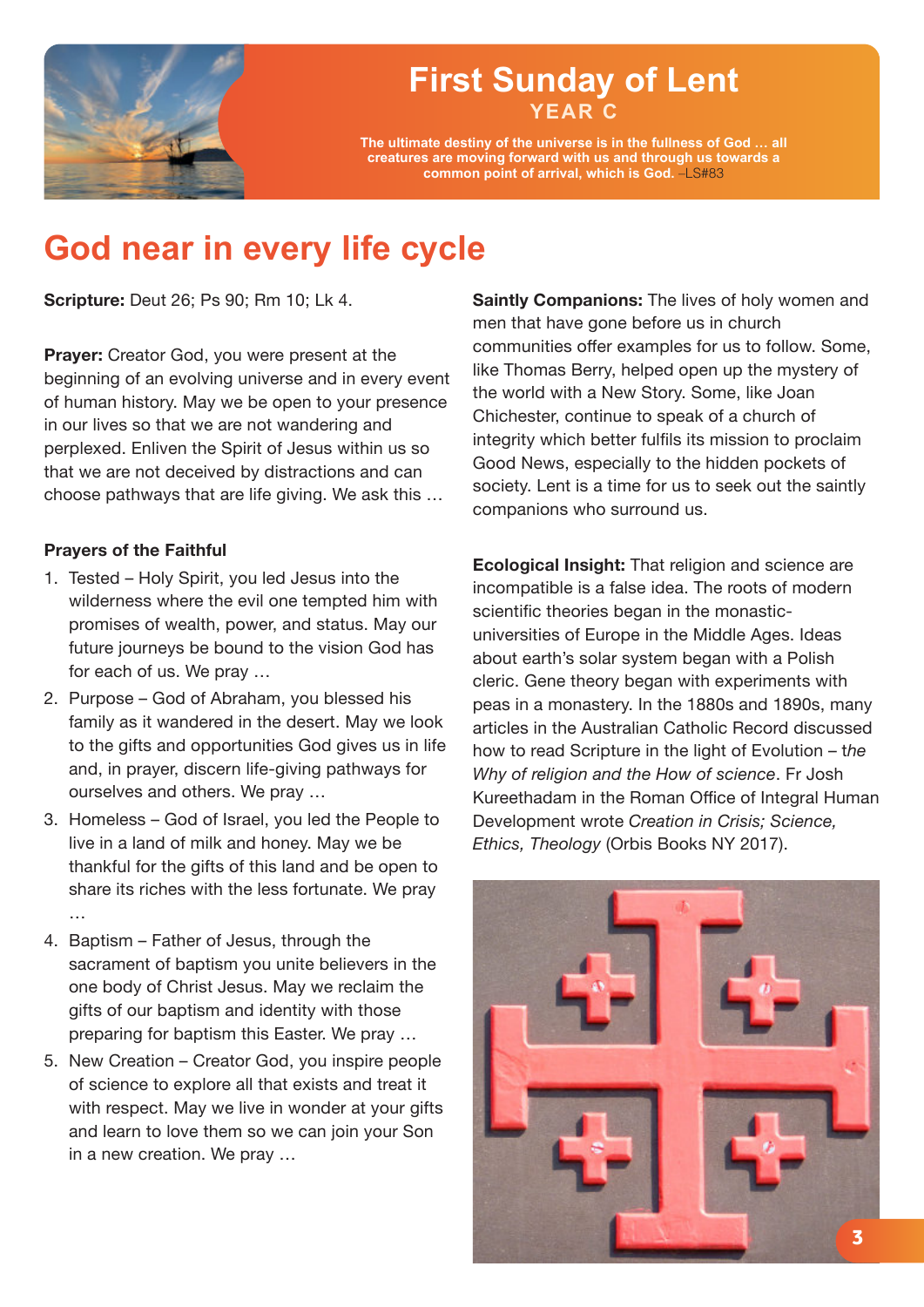# First Sunday of Lent

YEAR C

**The ultimate destiny of the universe is in the fullness of God … all creatures are moving forward with us and through us towards a common point of arrival, which is God.** –LS#83

## God near in every life cycle

**Scripture:** Deut 26; Ps 90; Rm 10; Lk 4.

**Prayer:** Creator God, you were present at the beginning of an evolving universe and in every event of human history. May we be open to your presence in our lives so that we are not wandering and perplexed. Enliven the Spirit of Jesus within us so that we are not deceived by distractions and can choose pathways that are life giving. We ask this …

### Prayers of the Faithful

1. Tested – Holy Spirit, you led Jesus into the wilderness where the evil one tempted him with promises of wealth, power, and status. May our future journeys be bound to the vision God has for each of us. We pray …
2. Purpose – God of Abraham, you blessed his family as it wandered in the desert. May we look to the gifts and opportunities God gives us in life and, in prayer, discern life-giving pathways for ourselves and others. We pray …
3. Homeless – God of Israel, you led the People to live in a land of milk and honey. May we be thankful for the gifts of this land and be open to share its riches with the less fortunate. We pray …
4. Baptism – Father of Jesus, through the sacrament of baptism you unite believers in the one body of Christ Jesus. May we reclaim the gifts of our baptism and identity with those preparing for baptism this Easter. We pray …
5. New Creation – Creator God, you inspire people of science to explore all that exists and treat it with respect. May we live in wonder at your gifts and learn to love them so we can join your Son in a new creation. We pray …

**Saintly Companions:** The lives of holy women and men that have gone before us in church communities offer examples for us to follow. Some, like Thomas Berry, helped open up the mystery of the world with a New Story. Some, like Joan Chichester, continue to speak of a church of integrity which better fulfils its mission to proclaim Good News, especially to the hidden pockets of society. Lent is a time for us to seek out the saintly companions who surround us.

**Ecological Insight:** That religion and science are incompatible is a false idea. The roots of modern scientific theories began in the monastic-universities of Europe in the Middle Ages. Ideas about earth's solar system began with a Polish cleric. Gene theory began with experiments with peas in a monastery. In the 1880s and 1890s, many articles in the Australian Catholic Record discussed how to read Scripture in the light of Evolution – t*he Why of religion and the How of science*. Fr Josh Kureethadam in the Roman Office of Integral Human Development wrote *Creation in Crisis; Science, Ethics, Theology* (Orbis Books NY 2017).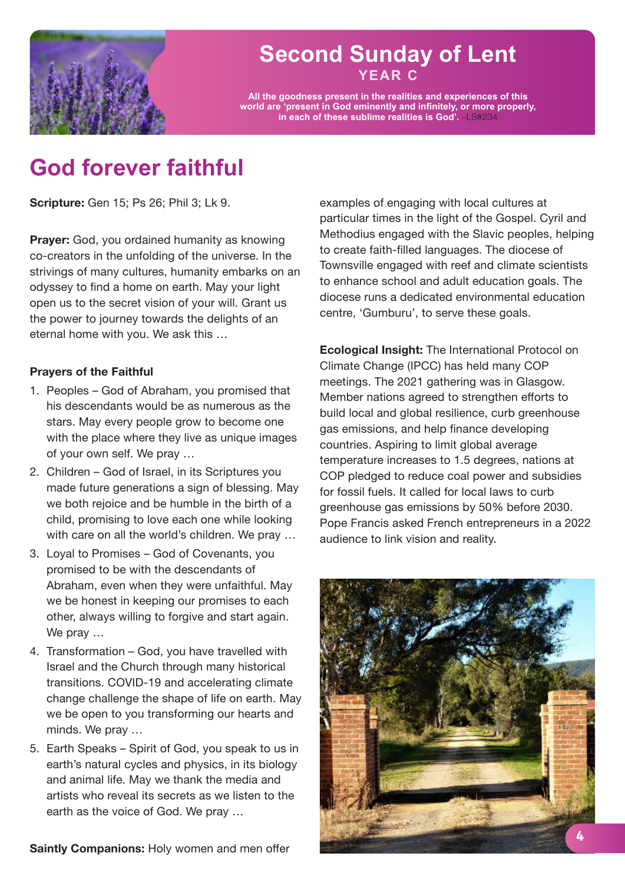# Second Sunday of Lent

**YEAR C**

**All the goodness present in the realities and experiences of this world are 'present in God eminently and infinitely, or more properly, in each of these sublime realities is God'.** –LS#234

## God forever faithful

**Scripture:** Gen 15; Ps 26; Phil 3; Lk 9.

**Prayer:** God, you ordained humanity as knowing co-creators in the unfolding of the universe. In the strivings of many cultures, humanity embarks on an odyssey to find a home on earth. May your light open us to the secret vision of your will. Grant us the power to journey towards the delights of an eternal home with you. We ask this …

**Prayers of the Faithful**

1. Peoples – God of Abraham, you promised that his descendants would be as numerous as the stars. May every people grow to become one with the place where they live as unique images of your own self. We pray …
2. Children – God of Israel, in its Scriptures you made future generations a sign of blessing. May we both rejoice and be humble in the birth of a child, promising to love each one while looking with care on all the world's children. We pray …
3. Loyal to Promises – God of Covenants, you promised to be with the descendants of Abraham, even when they were unfaithful. May we be honest in keeping our promises to each other, always willing to forgive and start again. We pray …
4. Transformation – God, you have travelled with Israel and the Church through many historical transitions. COVID-19 and accelerating climate change challenge the shape of life on earth. May we be open to you transforming our hearts and minds. We pray …
5. Earth Speaks – Spirit of God, you speak to us in earth's natural cycles and physics, in its biology and animal life. May we thank the media and artists who reveal its secrets as we listen to the earth as the voice of God. We pray …

**Saintly Companions:** Holy women and men offer examples of engaging with local cultures at particular times in the light of the Gospel. Cyril and Methodius engaged with the Slavic peoples, helping to create faith-filled languages. The diocese of Townsville engaged with reef and climate scientists to enhance school and adult education goals. The diocese runs a dedicated environmental education centre, 'Gumburu', to serve these goals.

**Ecological Insight:** The International Protocol on Climate Change (IPCC) has held many COP meetings. The 2021 gathering was in Glasgow. Member nations agreed to strengthen efforts to build local and global resilience, curb greenhouse gas emissions, and help finance developing countries. Aspiring to limit global average temperature increases to 1.5 degrees, nations at COP pledged to reduce coal power and subsidies for fossil fuels. It called for local laws to curb greenhouse gas emissions by 50% before 2030. Pope Francis asked French entrepreneurs in a 2022 audience to link vision and reality.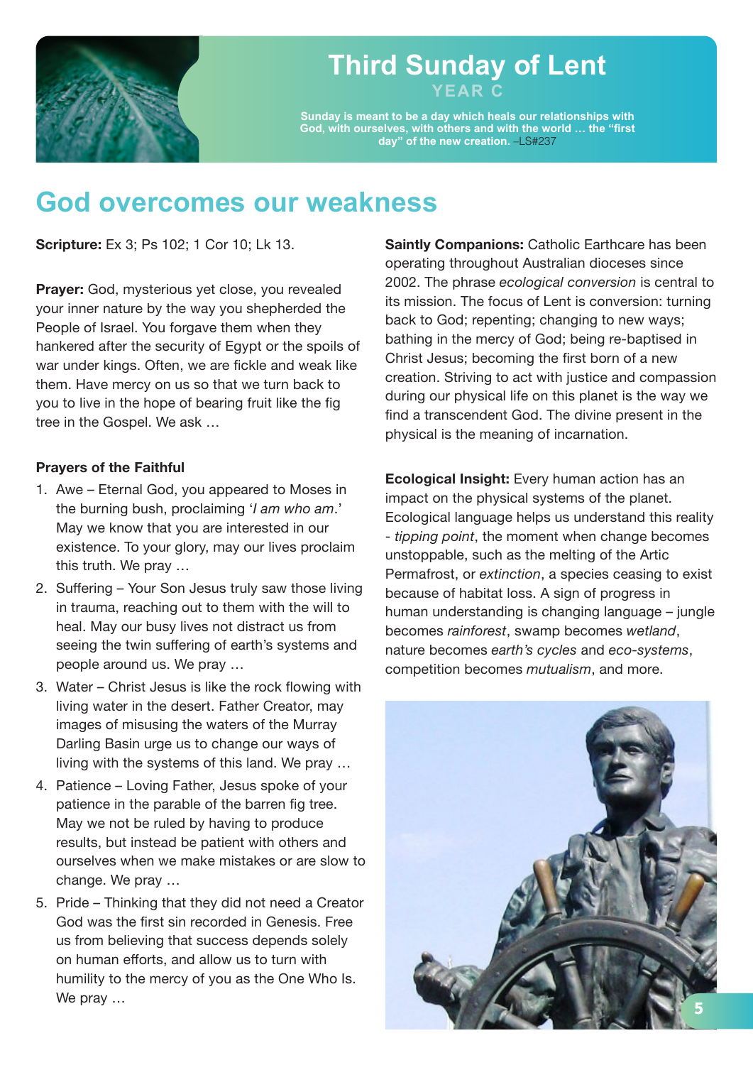# Third Sunday of Lent

YEAR C

**Sunday is meant to be a day which heals our relationships with God, with ourselves, with others and with the world … the "first day" of the new creation.** –LS#237

## God overcomes our weakness

**Scripture:** Ex 3; Ps 102; 1 Cor 10; Lk 13.

**Prayer:** God, mysterious yet close, you revealed your inner nature by the way you shepherded the People of Israel. You forgave them when they hankered after the security of Egypt or the spoils of war under kings. Often, we are fickle and weak like them. Have mercy on us so that we turn back to you to live in the hope of bearing fruit like the fig tree in the Gospel. We ask …

**Prayers of the Faithful**

1. Awe – Eternal God, you appeared to Moses in the burning bush, proclaiming '*I am who am*.' May we know that you are interested in our existence. To your glory, may our lives proclaim this truth. We pray …
2. Suffering – Your Son Jesus truly saw those living in trauma, reaching out to them with the will to heal. May our busy lives not distract us from seeing the twin suffering of earth's systems and people around us. We pray …
3. Water – Christ Jesus is like the rock flowing with living water in the desert. Father Creator, may images of misusing the waters of the Murray Darling Basin urge us to change our ways of living with the systems of this land. We pray …
4. Patience – Loving Father, Jesus spoke of your patience in the parable of the barren fig tree. May we not be ruled by having to produce results, but instead be patient with others and ourselves when we make mistakes or are slow to change. We pray …
5. Pride – Thinking that they did not need a Creator God was the first sin recorded in Genesis. Free us from believing that success depends solely on human efforts, and allow us to turn with humility to the mercy of you as the One Who Is. We pray …

**Saintly Companions:** Catholic Earthcare has been operating throughout Australian dioceses since 2002. The phrase *ecological conversion* is central to its mission. The focus of Lent is conversion: turning back to God; repenting; changing to new ways; bathing in the mercy of God; being re-baptised in Christ Jesus; becoming the first born of a new creation. Striving to act with justice and compassion during our physical life on this planet is the way we find a transcendent God. The divine present in the physical is the meaning of incarnation.

**Ecological Insight:** Every human action has an impact on the physical systems of the planet. Ecological language helps us understand this reality - *tipping point*, the moment when change becomes unstoppable, such as the melting of the Artic Permafrost, or *extinction*, a species ceasing to exist because of habitat loss. A sign of progress in human understanding is changing language – jungle becomes *rainforest*, swamp becomes *wetland*, nature becomes *earth's cycles* and *eco-systems*, competition becomes *mutualism*, and more.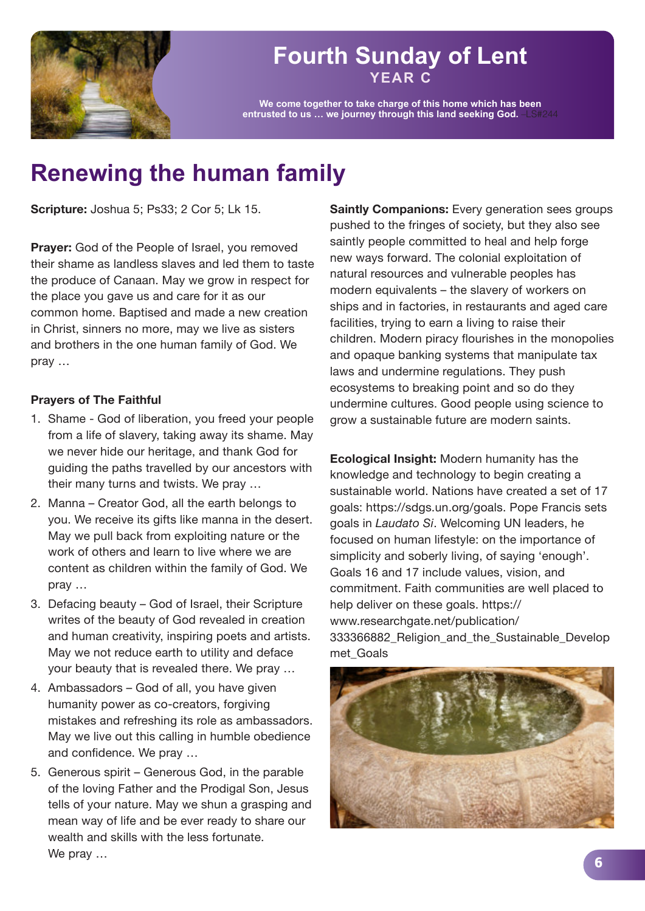# Fourth Sunday of Lent

## YEAR C

**We come together to take charge of this home which has been entrusted to us … we journey through this land seeking God.** –LS#244

# Renewing the human family

**Scripture:** Joshua 5; Ps33; 2 Cor 5; Lk 15.

**Prayer:** God of the People of Israel, you removed their shame as landless slaves and led them to taste the produce of Canaan. May we grow in respect for the place you gave us and care for it as our common home. Baptised and made a new creation in Christ, sinners no more, may we live as sisters and brothers in the one human family of God. We pray …

**Prayers of The Faithful**

1. Shame - God of liberation, you freed your people from a life of slavery, taking away its shame. May we never hide our heritage, and thank God for guiding the paths travelled by our ancestors with their many turns and twists. We pray …
2. Manna – Creator God, all the earth belongs to you. We receive its gifts like manna in the desert. May we pull back from exploiting nature or the work of others and learn to live where we are content as children within the family of God. We pray …
3. Defacing beauty – God of Israel, their Scripture writes of the beauty of God revealed in creation and human creativity, inspiring poets and artists. May we not reduce earth to utility and deface your beauty that is revealed there. We pray …
4. Ambassadors – God of all, you have given humanity power as co-creators, forgiving mistakes and refreshing its role as ambassadors. May we live out this calling in humble obedience and confidence. We pray …
5. Generous spirit – Generous God, in the parable of the loving Father and the Prodigal Son, Jesus tells of your nature. May we shun a grasping and mean way of life and be ever ready to share our wealth and skills with the less fortunate. We pray …

**Saintly Companions:** Every generation sees groups pushed to the fringes of society, but they also see saintly people committed to heal and help forge new ways forward. The colonial exploitation of natural resources and vulnerable peoples has modern equivalents – the slavery of workers on ships and in factories, in restaurants and aged care facilities, trying to earn a living to raise their children. Modern piracy flourishes in the monopolies and opaque banking systems that manipulate tax laws and undermine regulations. They push ecosystems to breaking point and so do they undermine cultures. Good people using science to grow a sustainable future are modern saints.

**Ecological Insight:** Modern humanity has the knowledge and technology to begin creating a sustainable world. Nations have created a set of 17 goals: https://sdgs.un.org/goals. Pope Francis sets goals in *Laudato Si*. Welcoming UN leaders, he focused on human lifestyle: on the importance of simplicity and soberly living, of saying 'enough'. Goals 16 and 17 include values, vision, and commitment. Faith communities are well placed to help deliver on these goals. https://www.researchgate.net/publication/333366882_Religion_and_the_Sustainable_Developmet_Goals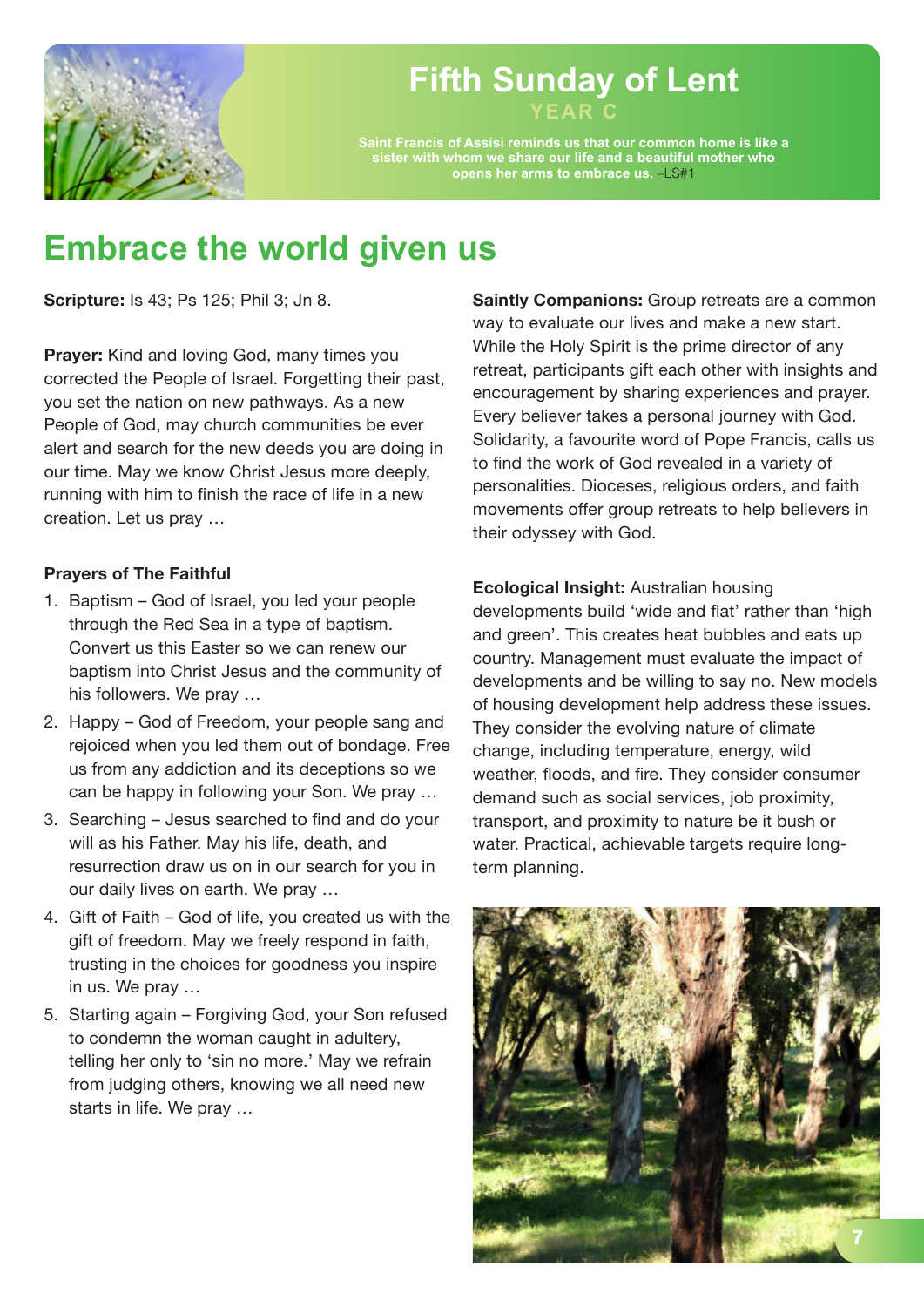# Fifth Sunday of Lent

YEAR C

**Saint Francis of Assisi reminds us that our common home is like a sister with whom we share our life and a beautiful mother who opens her arms to embrace us.** –LS#1

## Embrace the world given us

**Scripture:** Is 43; Ps 125; Phil 3; Jn 8.

**Prayer:** Kind and loving God, many times you corrected the People of Israel. Forgetting their past, you set the nation on new pathways. As a new People of God, may church communities be ever alert and search for the new deeds you are doing in our time. May we know Christ Jesus more deeply, running with him to finish the race of life in a new creation. Let us pray …

**Prayers of The Faithful**

1. Baptism – God of Israel, you led your people through the Red Sea in a type of baptism. Convert us this Easter so we can renew our baptism into Christ Jesus and the community of his followers. We pray …
2. Happy – God of Freedom, your people sang and rejoiced when you led them out of bondage. Free us from any addiction and its deceptions so we can be happy in following your Son. We pray …
3. Searching – Jesus searched to find and do your will as his Father. May his life, death, and resurrection draw us on in our search for you in our daily lives on earth. We pray …
4. Gift of Faith – God of life, you created us with the gift of freedom. May we freely respond in faith, trusting in the choices for goodness you inspire in us. We pray …
5. Starting again – Forgiving God, your Son refused to condemn the woman caught in adultery, telling her only to 'sin no more.' May we refrain from judging others, knowing we all need new starts in life. We pray …

**Saintly Companions:** Group retreats are a common way to evaluate our lives and make a new start. While the Holy Spirit is the prime director of any retreat, participants gift each other with insights and encouragement by sharing experiences and prayer. Every believer takes a personal journey with God. Solidarity, a favourite word of Pope Francis, calls us to find the work of God revealed in a variety of personalities. Dioceses, religious orders, and faith movements offer group retreats to help believers in their odyssey with God.

**Ecological Insight:** Australian housing developments build 'wide and flat' rather than 'high and green'. This creates heat bubbles and eats up country. Management must evaluate the impact of developments and be willing to say no. New models of housing development help address these issues. They consider the evolving nature of climate change, including temperature, energy, wild weather, floods, and fire. They consider consumer demand such as social services, job proximity, transport, and proximity to nature be it bush or water. Practical, achievable targets require long-term planning.